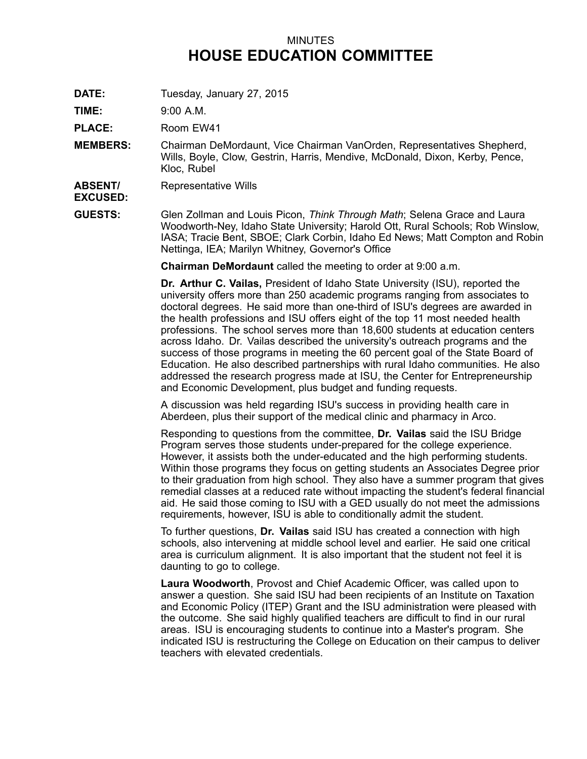MINUTES

# HOUSE EDUCATION COMMITTEE

**DATE:** Tuesday, January 27, 2015

**TIME:** 9:00 A.M.

**PLACE:** Room EW41

**MEMBERS:** Chairman DeMordaunt, Vice Chairman VanOrden, Representatives Shepherd, Wills, Boyle, Clow, Gestrin, Harris, Mendive, McDonald, Dixon, Kerby, Pence, Kloc, Rubel

**ABSENT/ EXCUSED:** Representative Wills

**GUESTS:** Glen Zollman and Louis Picon, *Think Through Math*; Selena Grace and Laura Woodworth-Ney, Idaho State University; Harold Ott, Rural Schools; Rob Winslow, IASA; Tracie Bent, SBOE; Clark Corbin, Idaho Ed News; Matt Compton and Robin Nettinga, IEA; Marilyn Whitney, Governor's Office

**Chairman DeMordaunt** called the meeting to order at 9:00 a.m.

**Dr. Arthur C. Vailas,** President of Idaho State University (ISU), reported the university offers more than 250 academic programs ranging from associates to doctoral degrees. He said more than one-third of ISU's degrees are awarded in the health professions and ISU offers eight of the top 11 most needed health professions. The school serves more than 18,600 students at education centers across Idaho. Dr. Vailas described the university's outreach programs and the success of those programs in meeting the 60 percent goal of the State Board of Education. He also described partnerships with rural Idaho communities. He also addressed the research progress made at ISU, the Center for Entrepreneurship and Economic Development, plus budget and funding requests.

A discussion was held regarding ISU's success in providing health care in Aberdeen, plus their support of the medical clinic and pharmacy in Arco.

Responding to questions from the committee, **Dr. Vailas** said the ISU Bridge Program serves those students under-prepared for the college experience. However, it assists both the under-educated and the high performing students. Within those programs they focus on getting students an Associates Degree prior to their graduation from high school. They also have a summer program that gives remedial classes at a reduced rate without impacting the student's federal financial aid. He said those coming to ISU with a GED usually do not meet the admissions requirements, however, ISU is able to conditionally admit the student.

To further questions, **Dr. Vailas** said ISU has created a connection with high schools, also intervening at middle school level and earlier. He said one critical area is curriculum alignment. It is also important that the student not feel it is daunting to go to college.

**Laura Woodworth**, Provost and Chief Academic Officer, was called upon to answer a question. She said ISU had been recipients of an Institute on Taxation and Economic Policy (ITEP) Grant and the ISU administration were pleased with the outcome. She said highly qualified teachers are difficult to find in our rural areas. ISU is encouraging students to continue into a Master's program. She indicated ISU is restructuring the College on Education on their campus to deliver teachers with elevated credentials.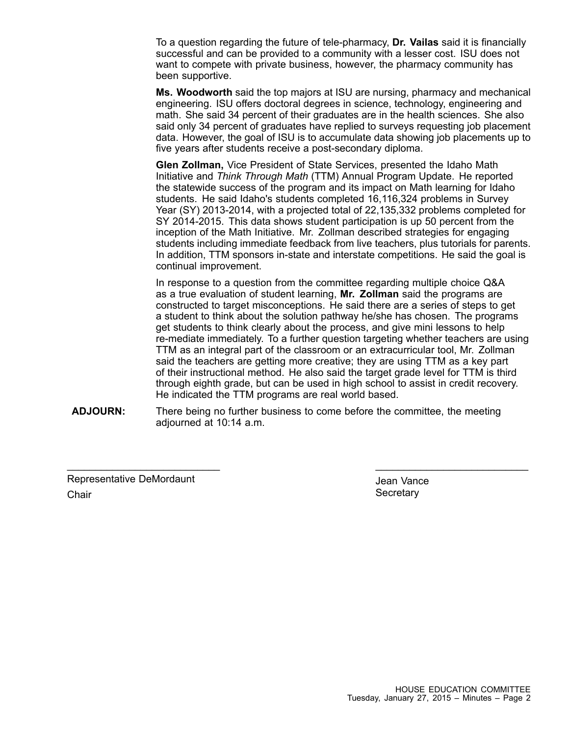To a question regarding the future of tele-pharmacy, **Dr. Vailas** said it is financially successful and can be provided to a community with a lesser cost. ISU does not want to compete with private business, however, the pharmacy community has been supportive.

**Ms. Woodworth** said the top majors at ISU are nursing, pharmacy and mechanical engineering. ISU offers doctoral degrees in science, technology, engineering and math. She said 34 percent of their graduates are in the health sciences. She also said only 34 percent of graduates have replied to surveys requesting job placement data. However, the goal of ISU is to accumulate data showing job placements up to five years after students receive a post-secondary diploma.

**Glen Zollman,** Vice President of State Services, presented the Idaho Math Initiative and *Think Through Math* (TTM) Annual Program Update. He reported the statewide success of the program and its impact on Math learning for Idaho students. He said Idaho's students completed 16,116,324 problems in Survey Year (SY) 2013-2014, with a projected total of 22,135,332 problems completed for SY 2014-2015. This data shows student participation is up 50 percent from the inception of the Math Initiative. Mr. Zollman described strategies for engaging students including immediate feedback from live teachers, plus tutorials for parents. In addition, TTM sponsors in-state and interstate competitions. He said the goal is continual improvement.

In response to a question from the committee regarding multiple choice Q&A as a true evaluation of student learning, **Mr. Zollman** said the programs are constructed to target misconceptions. He said there are a series of steps to get a student to think about the solution pathway he/she has chosen. The programs get students to think clearly about the process, and give mini lessons to help re-mediate immediately. To a further question targeting whether teachers are using TTM as an integral part of the classroom or an extracurricular tool, Mr. Zollman said the teachers are getting more creative; they are using TTM as a key part of their instructional method. He also said the target grade level for TTM is third through eighth grade, but can be used in high school to assist in credit recovery. He indicated the TTM programs are real world based.

**ADJOURN:** There being no further business to come before the committee, the meeting adjourned at 10:14 a.m.

___________________________
Representative DeMordaunt
Chair

___________________________
Jean Vance
Secretary